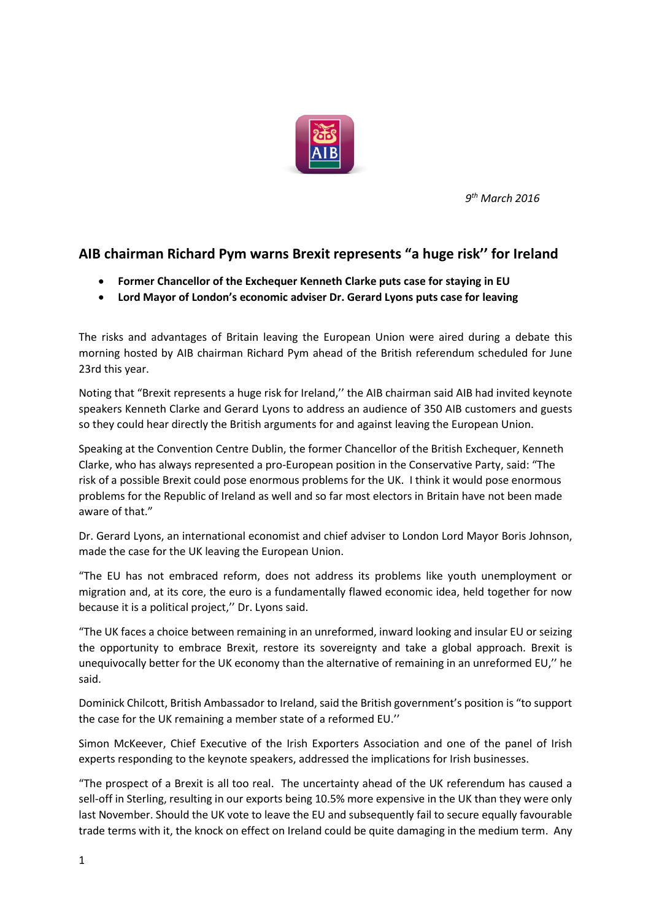*9th March 2016*

## AIB chairman Richard Pym warns Brexit represents "a huge risk'' for Ireland

- **Former Chancellor of the Exchequer Kenneth Clarke puts case for staying in EU**
- **Lord Mayor of London's economic adviser Dr. Gerard Lyons puts case for leaving**

The risks and advantages of Britain leaving the European Union were aired during a debate this morning hosted by AIB chairman Richard Pym ahead of the British referendum scheduled for June 23rd this year.

Noting that "Brexit represents a huge risk for Ireland,'' the AIB chairman said AIB had invited keynote speakers Kenneth Clarke and Gerard Lyons to address an audience of 350 AIB customers and guests so they could hear directly the British arguments for and against leaving the European Union.

Speaking at the Convention Centre Dublin, the former Chancellor of the British Exchequer, Kenneth Clarke, who has always represented a pro-European position in the Conservative Party, said: "The risk of a possible Brexit could pose enormous problems for the UK. I think it would pose enormous problems for the Republic of Ireland as well and so far most electors in Britain have not been made aware of that."

Dr. Gerard Lyons, an international economist and chief adviser to London Lord Mayor Boris Johnson, made the case for the UK leaving the European Union.

"The EU has not embraced reform, does not address its problems like youth unemployment or migration and, at its core, the euro is a fundamentally flawed economic idea, held together for now because it is a political project,'' Dr. Lyons said.

"The UK faces a choice between remaining in an unreformed, inward looking and insular EU or seizing the opportunity to embrace Brexit, restore its sovereignty and take a global approach. Brexit is unequivocally better for the UK economy than the alternative of remaining in an unreformed EU,'' he said.

Dominick Chilcott, British Ambassador to Ireland, said the British government's position is "to support the case for the UK remaining a member state of a reformed EU.''

Simon McKeever, Chief Executive of the Irish Exporters Association and one of the panel of Irish experts responding to the keynote speakers, addressed the implications for Irish businesses.

"The prospect of a Brexit is all too real. The uncertainty ahead of the UK referendum has caused a sell-off in Sterling, resulting in our exports being 10.5% more expensive in the UK than they were only last November. Should the UK vote to leave the EU and subsequently fail to secure equally favourable trade terms with it, the knock on effect on Ireland could be quite damaging in the medium term. Any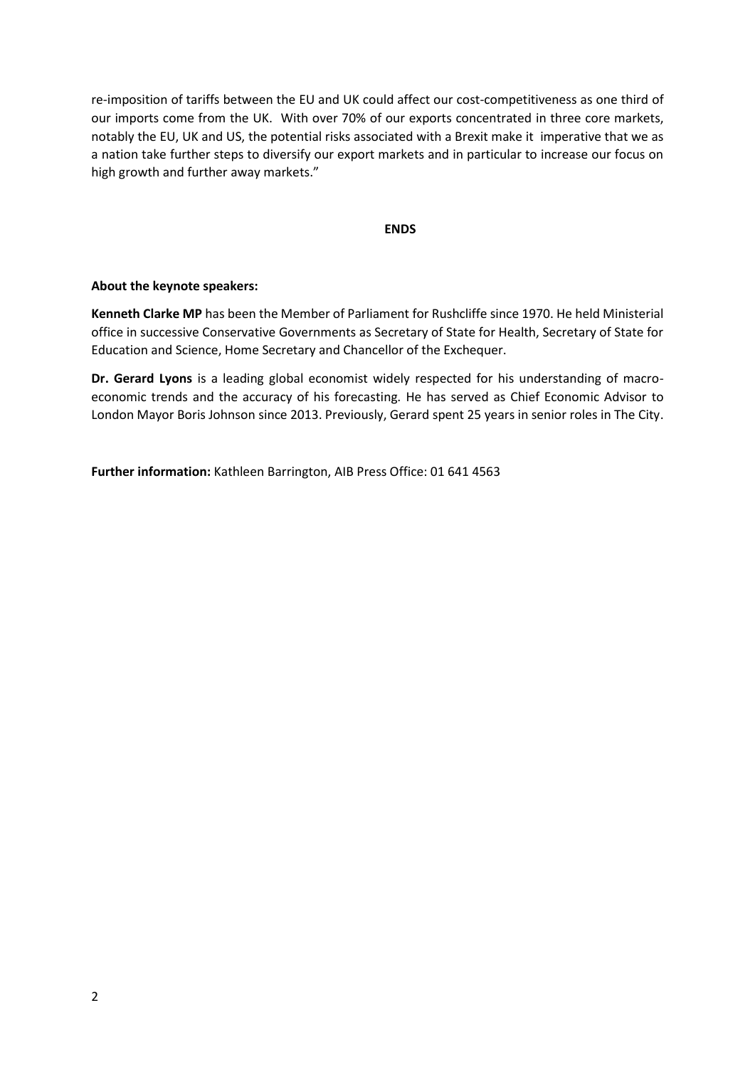re-imposition of tariffs between the EU and UK could affect our cost-competitiveness as one third of our imports come from the UK. With over 70% of our exports concentrated in three core markets, notably the EU, UK and US, the potential risks associated with a Brexit make it imperative that we as a nation take further steps to diversify our export markets and in particular to increase our focus on high growth and further away markets."

**ENDS**

**About the keynote speakers:**

**Kenneth Clarke MP** has been the Member of Parliament for Rushcliffe since 1970. He held Ministerial office in successive Conservative Governments as Secretary of State for Health, Secretary of State for Education and Science, Home Secretary and Chancellor of the Exchequer.

**Dr. Gerard Lyons** is a leading global economist widely respected for his understanding of macro-economic trends and the accuracy of his forecasting. He has served as Chief Economic Advisor to London Mayor Boris Johnson since 2013. Previously, Gerard spent 25 years in senior roles in The City.

**Further information:** Kathleen Barrington, AIB Press Office: 01 641 4563